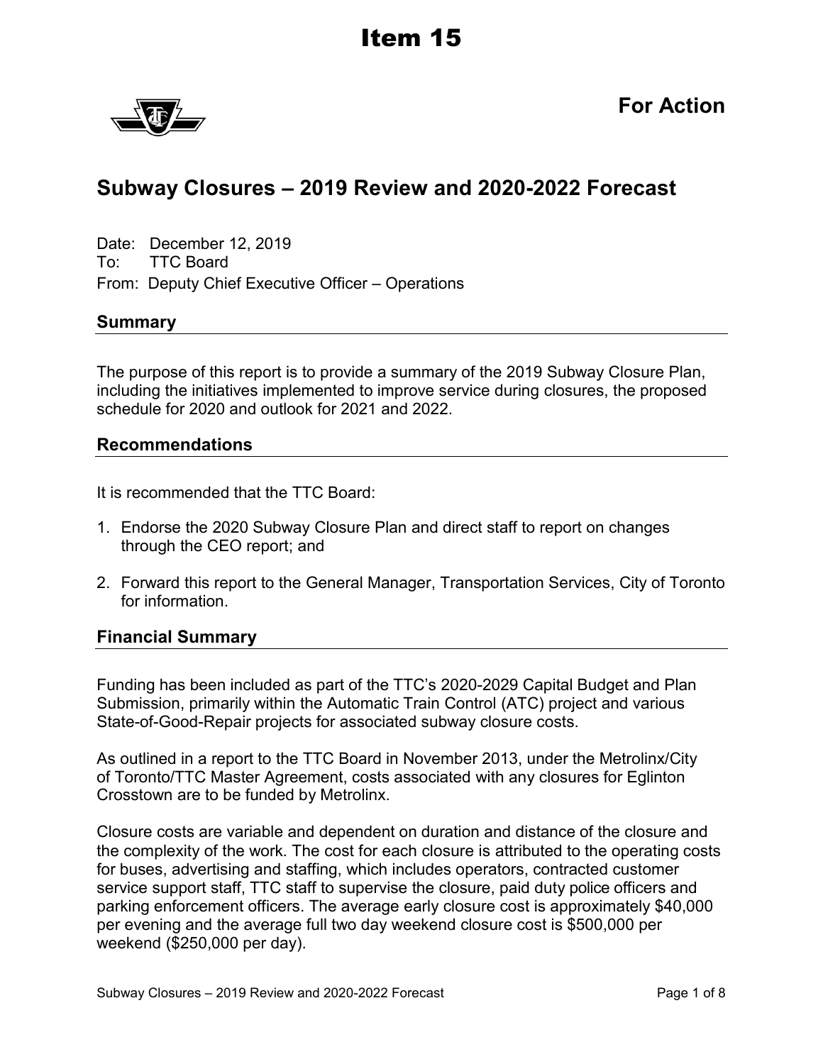# Item 15

**For Action**

## Subway Closures – 2019 Review and 2020-2022 Forecast

Date: December 12, 2019
To: TTC Board
From: Deputy Chief Executive Officer – Operations

### Summary

The purpose of this report is to provide a summary of the 2019 Subway Closure Plan, including the initiatives implemented to improve service during closures, the proposed schedule for 2020 and outlook for 2021 and 2022.

### Recommendations

It is recommended that the TTC Board:

1. Endorse the 2020 Subway Closure Plan and direct staff to report on changes through the CEO report; and

2. Forward this report to the General Manager, Transportation Services, City of Toronto for information.

### Financial Summary

Funding has been included as part of the TTC's 2020-2029 Capital Budget and Plan Submission, primarily within the Automatic Train Control (ATC) project and various State-of-Good-Repair projects for associated subway closure costs.

As outlined in a report to the TTC Board in November 2013, under the Metrolinx/City of Toronto/TTC Master Agreement, costs associated with any closures for Eglinton Crosstown are to be funded by Metrolinx.

Closure costs are variable and dependent on duration and distance of the closure and the complexity of the work. The cost for each closure is attributed to the operating costs for buses, advertising and staffing, which includes operators, contracted customer service support staff, TTC staff to supervise the closure, paid duty police officers and parking enforcement officers. The average early closure cost is approximately $40,000 per evening and the average full two day weekend closure cost is $500,000 per weekend ($250,000 per day).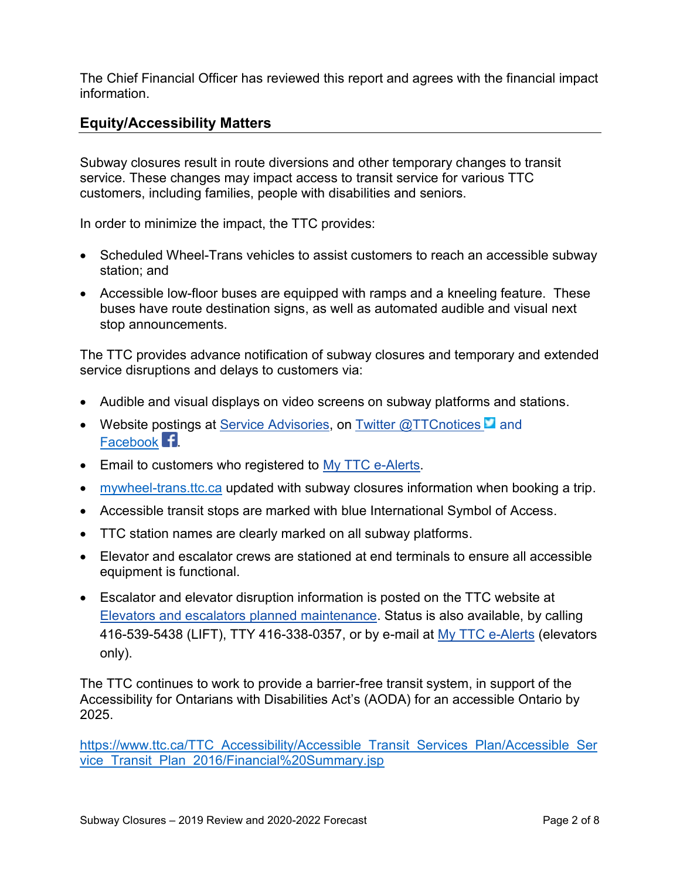The Chief Financial Officer has reviewed this report and agrees with the financial impact information.

## Equity/Accessibility Matters

Subway closures result in route diversions and other temporary changes to transit service. These changes may impact access to transit service for various TTC customers, including families, people with disabilities and seniors.

In order to minimize the impact, the TTC provides:

- Scheduled Wheel-Trans vehicles to assist customers to reach an accessible subway station; and
- Accessible low-floor buses are equipped with ramps and a kneeling feature. These buses have route destination signs, as well as automated audible and visual next stop announcements.

The TTC provides advance notification of subway closures and temporary and extended service disruptions and delays to customers via:

- Audible and visual displays on video screens on subway platforms and stations.
- Website postings at Service Advisories, on Twitter @TTCnotices and Facebook.
- Email to customers who registered to My TTC e-Alerts.
- mywheel-trans.ttc.ca updated with subway closures information when booking a trip.
- Accessible transit stops are marked with blue International Symbol of Access.
- TTC station names are clearly marked on all subway platforms.
- Elevator and escalator crews are stationed at end terminals to ensure all accessible equipment is functional.
- Escalator and elevator disruption information is posted on the TTC website at Elevators and escalators planned maintenance. Status is also available, by calling 416-539-5438 (LIFT), TTY 416-338-0357, or by e-mail at My TTC e-Alerts (elevators only).

The TTC continues to work to provide a barrier-free transit system, in support of the Accessibility for Ontarians with Disabilities Act's (AODA) for an accessible Ontario by 2025.

https://www.ttc.ca/TTC_Accessibility/Accessible_Transit_Services_Plan/Accessible_Service_Transit_Plan_2016/Financial%20Summary.jsp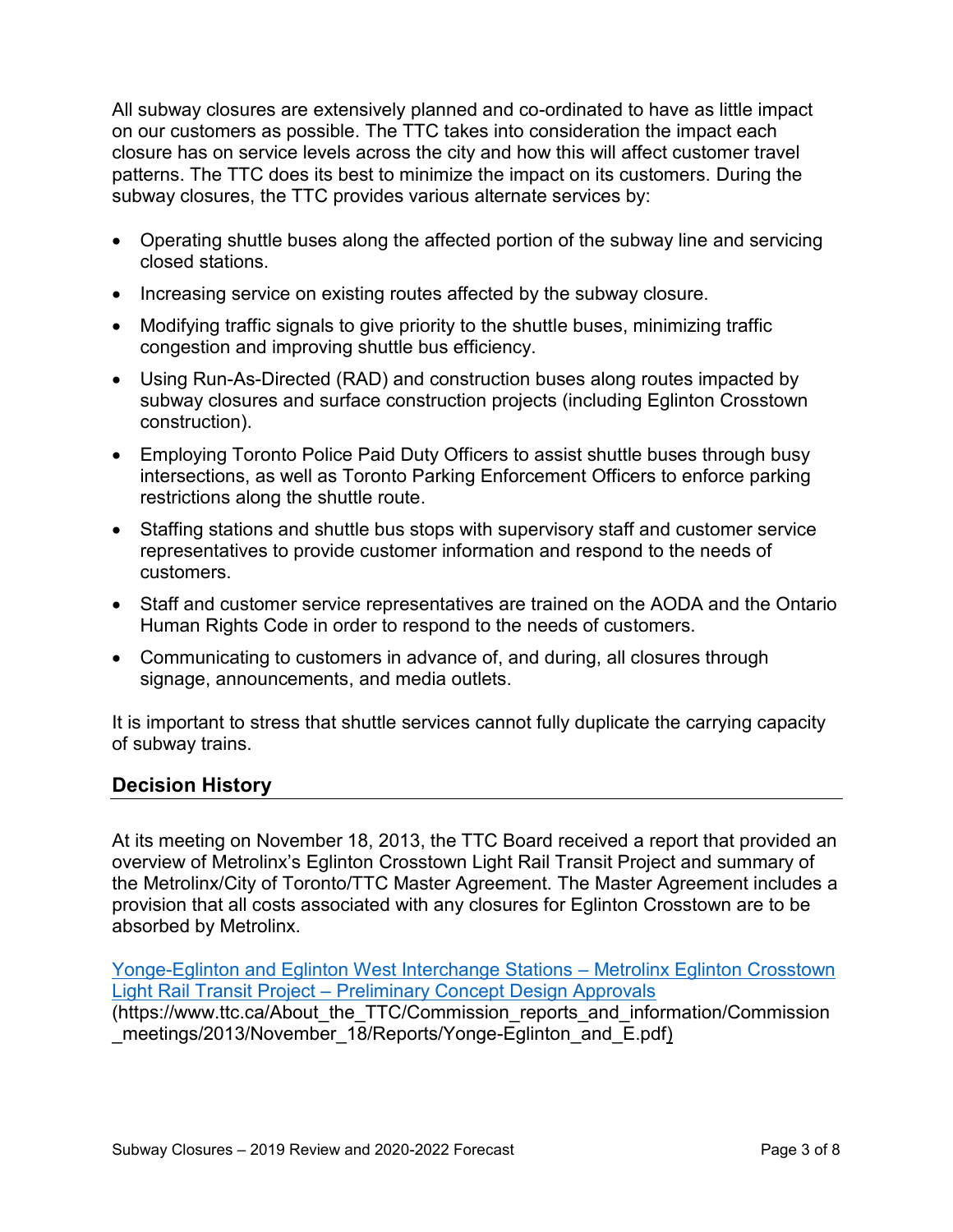All subway closures are extensively planned and co-ordinated to have as little impact on our customers as possible. The TTC takes into consideration the impact each closure has on service levels across the city and how this will affect customer travel patterns. The TTC does its best to minimize the impact on its customers. During the subway closures, the TTC provides various alternate services by:

- Operating shuttle buses along the affected portion of the subway line and servicing closed stations.
- Increasing service on existing routes affected by the subway closure.
- Modifying traffic signals to give priority to the shuttle buses, minimizing traffic congestion and improving shuttle bus efficiency.
- Using Run-As-Directed (RAD) and construction buses along routes impacted by subway closures and surface construction projects (including Eglinton Crosstown construction).
- Employing Toronto Police Paid Duty Officers to assist shuttle buses through busy intersections, as well as Toronto Parking Enforcement Officers to enforce parking restrictions along the shuttle route.
- Staffing stations and shuttle bus stops with supervisory staff and customer service representatives to provide customer information and respond to the needs of customers.
- Staff and customer service representatives are trained on the AODA and the Ontario Human Rights Code in order to respond to the needs of customers.
- Communicating to customers in advance of, and during, all closures through signage, announcements, and media outlets.

It is important to stress that shuttle services cannot fully duplicate the carrying capacity of subway trains.

## Decision History

At its meeting on November 18, 2013, the TTC Board received a report that provided an overview of Metrolinx's Eglinton Crosstown Light Rail Transit Project and summary of the Metrolinx/City of Toronto/TTC Master Agreement. The Master Agreement includes a provision that all costs associated with any closures for Eglinton Crosstown are to be absorbed by Metrolinx.

[Yonge-Eglinton and Eglinton West Interchange Stations – Metrolinx Eglinton Crosstown Light Rail Transit Project – Preliminary Concept Design Approvals](https://www.ttc.ca/About_the_TTC/Commission_reports_and_information/Commission_meetings/2013/November_18/Reports/Yonge-Eglinton_and_E.pdf)
(https://www.ttc.ca/About_the_TTC/Commission_reports_and_information/Commission_meetings/2013/November_18/Reports/Yonge-Eglinton_and_E.pdf)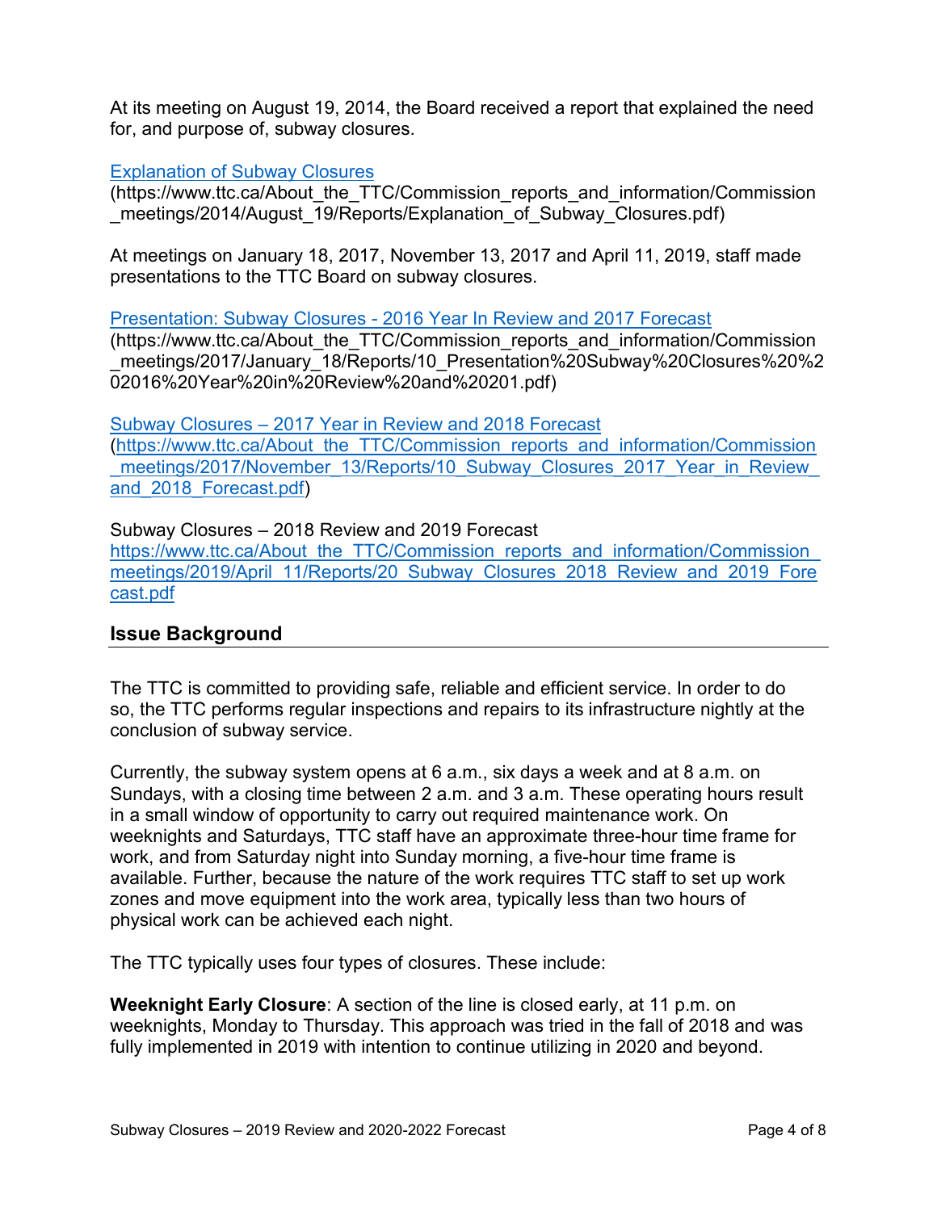At its meeting on August 19, 2014, the Board received a report that explained the need for, and purpose of, subway closures.

[Explanation of Subway Closures](https://www.ttc.ca/About_the_TTC/Commission_reports_and_information/Commission_meetings/2014/August_19/Reports/Explanation_of_Subway_Closures.pdf)
(https://www.ttc.ca/About_the_TTC/Commission_reports_and_information/Commission_meetings/2014/August_19/Reports/Explanation_of_Subway_Closures.pdf)

At meetings on January 18, 2017, November 13, 2017 and April 11, 2019, staff made presentations to the TTC Board on subway closures.

[Presentation: Subway Closures - 2016 Year In Review and 2017 Forecast](https://www.ttc.ca/About_the_TTC/Commission_reports_and_information/Commission_meetings/2017/January_18/Reports/10_Presentation%20Subway%20Closures%20%202016%20Year%20in%20Review%20and%20201.pdf)
(https://www.ttc.ca/About_the_TTC/Commission_reports_and_information/Commission_meetings/2017/January_18/Reports/10_Presentation%20Subway%20Closures%20%202016%20Year%20in%20Review%20and%20201.pdf)

[Subway Closures – 2017 Year in Review and 2018 Forecast](https://www.ttc.ca/About_the_TTC/Commission_reports_and_information/Commission_meetings/2017/November_13/Reports/10_Subway_Closures_2017_Year_in_Review_and_2018_Forecast.pdf)
([https://www.ttc.ca/About_the_TTC/Commission_reports_and_information/Commission_meetings/2017/November_13/Reports/10_Subway_Closures_2017_Year_in_Review_and_2018_Forecast.pdf](https://www.ttc.ca/About_the_TTC/Commission_reports_and_information/Commission_meetings/2017/November_13/Reports/10_Subway_Closures_2017_Year_in_Review_and_2018_Forecast.pdf))

Subway Closures – 2018 Review and 2019 Forecast
[https://www.ttc.ca/About_the_TTC/Commission_reports_and_information/Commission_meetings/2019/April_11/Reports/20_Subway_Closures_2018_Review_and_2019_Forecast.pdf](https://www.ttc.ca/About_the_TTC/Commission_reports_and_information/Commission_meetings/2019/April_11/Reports/20_Subway_Closures_2018_Review_and_2019_Forecast.pdf)

## Issue Background

The TTC is committed to providing safe, reliable and efficient service. In order to do so, the TTC performs regular inspections and repairs to its infrastructure nightly at the conclusion of subway service.

Currently, the subway system opens at 6 a.m., six days a week and at 8 a.m. on Sundays, with a closing time between 2 a.m. and 3 a.m. These operating hours result in a small window of opportunity to carry out required maintenance work. On weeknights and Saturdays, TTC staff have an approximate three-hour time frame for work, and from Saturday night into Sunday morning, a five-hour time frame is available. Further, because the nature of the work requires TTC staff to set up work zones and move equipment into the work area, typically less than two hours of physical work can be achieved each night.

The TTC typically uses four types of closures. These include:

**Weeknight Early Closure**: A section of the line is closed early, at 11 p.m. on weeknights, Monday to Thursday. This approach was tried in the fall of 2018 and was fully implemented in 2019 with intention to continue utilizing in 2020 and beyond.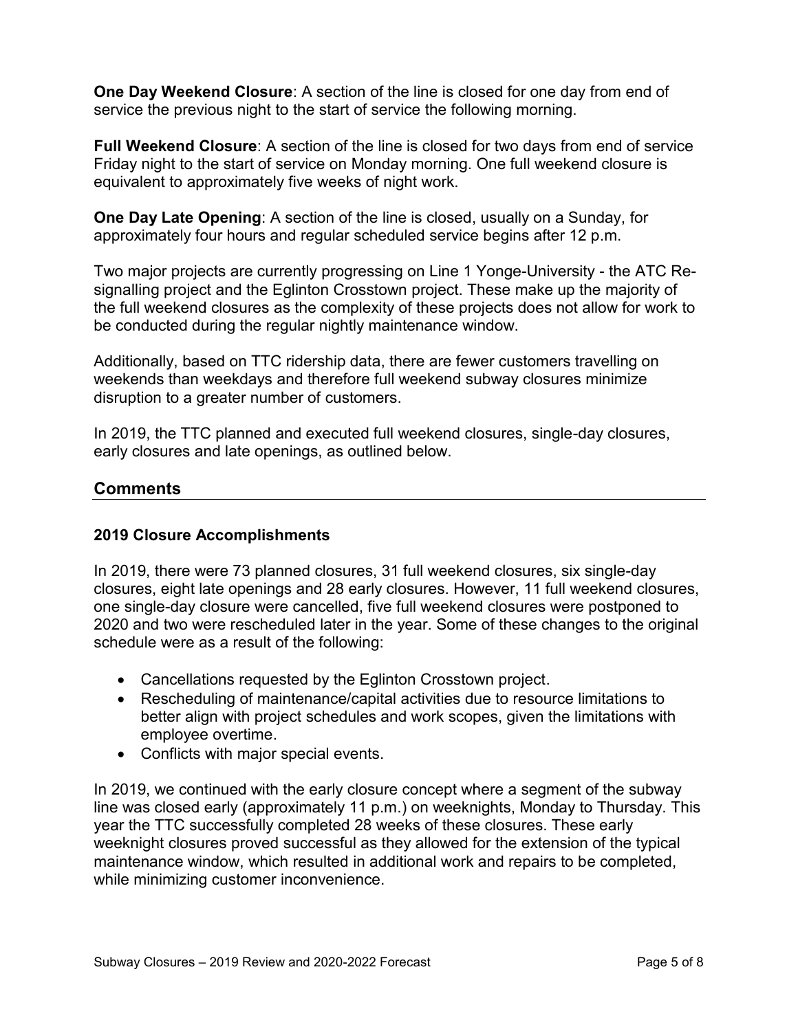**One Day Weekend Closure**: A section of the line is closed for one day from end of service the previous night to the start of service the following morning.

**Full Weekend Closure**: A section of the line is closed for two days from end of service Friday night to the start of service on Monday morning. One full weekend closure is equivalent to approximately five weeks of night work.

**One Day Late Opening**: A section of the line is closed, usually on a Sunday, for approximately four hours and regular scheduled service begins after 12 p.m.

Two major projects are currently progressing on Line 1 Yonge-University - the ATC Re-signalling project and the Eglinton Crosstown project. These make up the majority of the full weekend closures as the complexity of these projects does not allow for work to be conducted during the regular nightly maintenance window.

Additionally, based on TTC ridership data, there are fewer customers travelling on weekends than weekdays and therefore full weekend subway closures minimize disruption to a greater number of customers.

In 2019, the TTC planned and executed full weekend closures, single-day closures, early closures and late openings, as outlined below.

## Comments

### 2019 Closure Accomplishments

In 2019, there were 73 planned closures, 31 full weekend closures, six single-day closures, eight late openings and 28 early closures. However, 11 full weekend closures, one single-day closure were cancelled, five full weekend closures were postponed to 2020 and two were rescheduled later in the year. Some of these changes to the original schedule were as a result of the following:

- Cancellations requested by the Eglinton Crosstown project.
- Rescheduling of maintenance/capital activities due to resource limitations to better align with project schedules and work scopes, given the limitations with employee overtime.
- Conflicts with major special events.

In 2019, we continued with the early closure concept where a segment of the subway line was closed early (approximately 11 p.m.) on weeknights, Monday to Thursday. This year the TTC successfully completed 28 weeks of these closures. These early weeknight closures proved successful as they allowed for the extension of the typical maintenance window, which resulted in additional work and repairs to be completed, while minimizing customer inconvenience.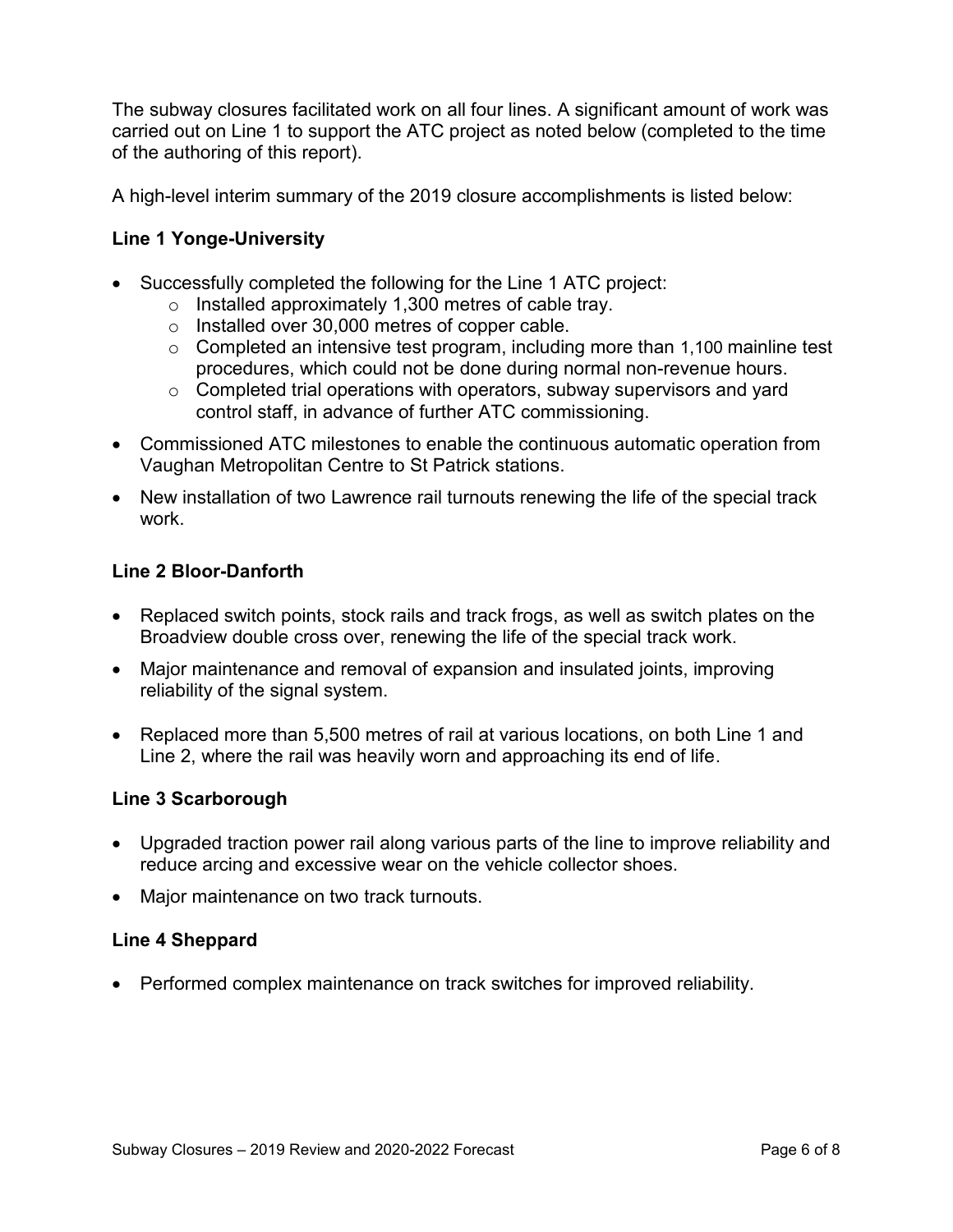The subway closures facilitated work on all four lines. A significant amount of work was carried out on Line 1 to support the ATC project as noted below (completed to the time of the authoring of this report).

A high-level interim summary of the 2019 closure accomplishments is listed below:

**Line 1 Yonge-University**

- Successfully completed the following for the Line 1 ATC project:
  - Installed approximately 1,300 metres of cable tray.
  - Installed over 30,000 metres of copper cable.
  - Completed an intensive test program, including more than 1,100 mainline test procedures, which could not be done during normal non-revenue hours.
  - Completed trial operations with operators, subway supervisors and yard control staff, in advance of further ATC commissioning.
- Commissioned ATC milestones to enable the continuous automatic operation from Vaughan Metropolitan Centre to St Patrick stations.
- New installation of two Lawrence rail turnouts renewing the life of the special track work.

**Line 2 Bloor-Danforth**

- Replaced switch points, stock rails and track frogs, as well as switch plates on the Broadview double cross over, renewing the life of the special track work.
- Major maintenance and removal of expansion and insulated joints, improving reliability of the signal system.
- Replaced more than 5,500 metres of rail at various locations, on both Line 1 and Line 2, where the rail was heavily worn and approaching its end of life.

**Line 3 Scarborough**

- Upgraded traction power rail along various parts of the line to improve reliability and reduce arcing and excessive wear on the vehicle collector shoes.
- Major maintenance on two track turnouts.

**Line 4 Sheppard**

- Performed complex maintenance on track switches for improved reliability.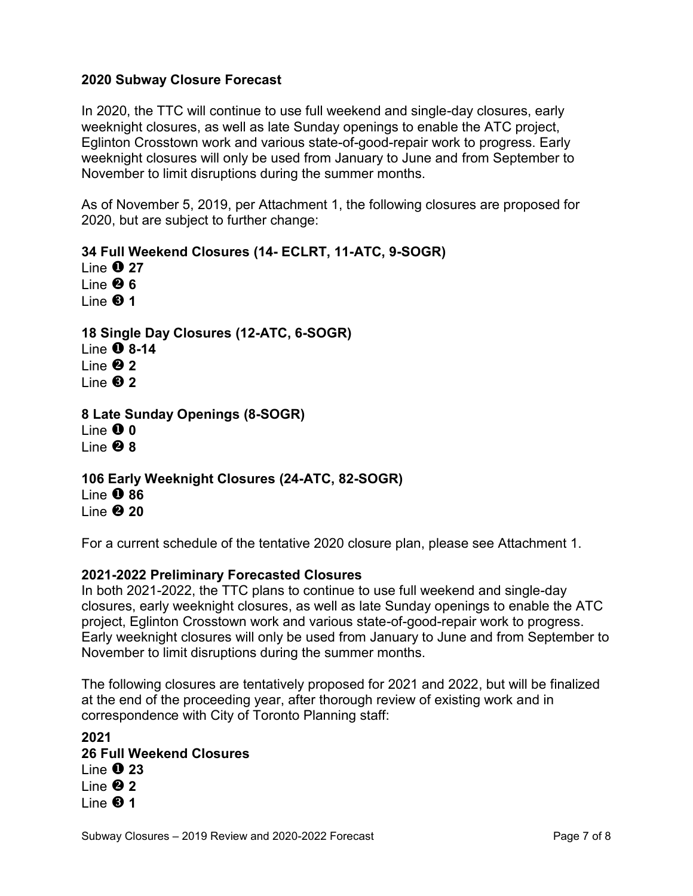**2020 Subway Closure Forecast**

In 2020, the TTC will continue to use full weekend and single-day closures, early weeknight closures, as well as late Sunday openings to enable the ATC project, Eglinton Crosstown work and various state-of-good-repair work to progress. Early weeknight closures will only be used from January to June and from September to November to limit disruptions during the summer months.

As of November 5, 2019, per Attachment 1, the following closures are proposed for 2020, but are subject to further change:

**34 Full Weekend Closures (14- ECLRT, 11-ATC, 9-SOGR)**
Line ❶ **27**
Line ❷ **6**
Line ❸ **1**

**18 Single Day Closures (12-ATC, 6-SOGR)**
Line ❶ **8-14**
Line ❷ **2**
Line ❸ **2**

**8 Late Sunday Openings (8-SOGR)**
Line ❶ **0**
Line ❷ **8**

**106 Early Weeknight Closures (24-ATC, 82-SOGR)**
Line ❶ **86**
Line ❷ **20**

For a current schedule of the tentative 2020 closure plan, please see Attachment 1.

**2021-2022 Preliminary Forecasted Closures**
In both 2021-2022, the TTC plans to continue to use full weekend and single-day closures, early weeknight closures, as well as late Sunday openings to enable the ATC project, Eglinton Crosstown work and various state-of-good-repair work to progress. Early weeknight closures will only be used from January to June and from September to November to limit disruptions during the summer months.

The following closures are tentatively proposed for 2021 and 2022, but will be finalized at the end of the proceeding year, after thorough review of existing work and in correspondence with City of Toronto Planning staff:

**2021**
**26 Full Weekend Closures**
Line ❶ **23**
Line ❷ **2**
Line ❸ **1**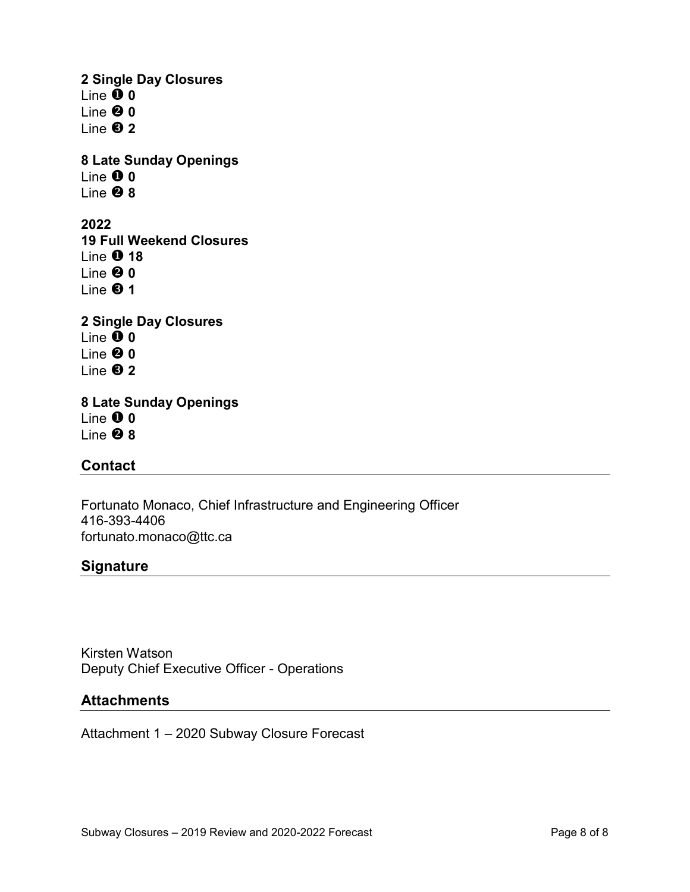**2 Single Day Closures**
Line ❶ **0**
Line ❷ **0**
Line ❸ **2**

**8 Late Sunday Openings**
Line ❶ **0**
Line ❷ **8**

**2022**
**19 Full Weekend Closures**
Line ❶ **18**
Line ❷ **0**
Line ❸ **1**

**2 Single Day Closures**
Line ❶ **0**
Line ❷ **0**
Line ❸ **2**

**8 Late Sunday Openings**
Line ❶ **0**
Line ❷ **8**

## Contact

Fortunato Monaco, Chief Infrastructure and Engineering Officer
416-393-4406
fortunato.monaco@ttc.ca

## Signature

Kirsten Watson
Deputy Chief Executive Officer - Operations

## Attachments

Attachment 1 – 2020 Subway Closure Forecast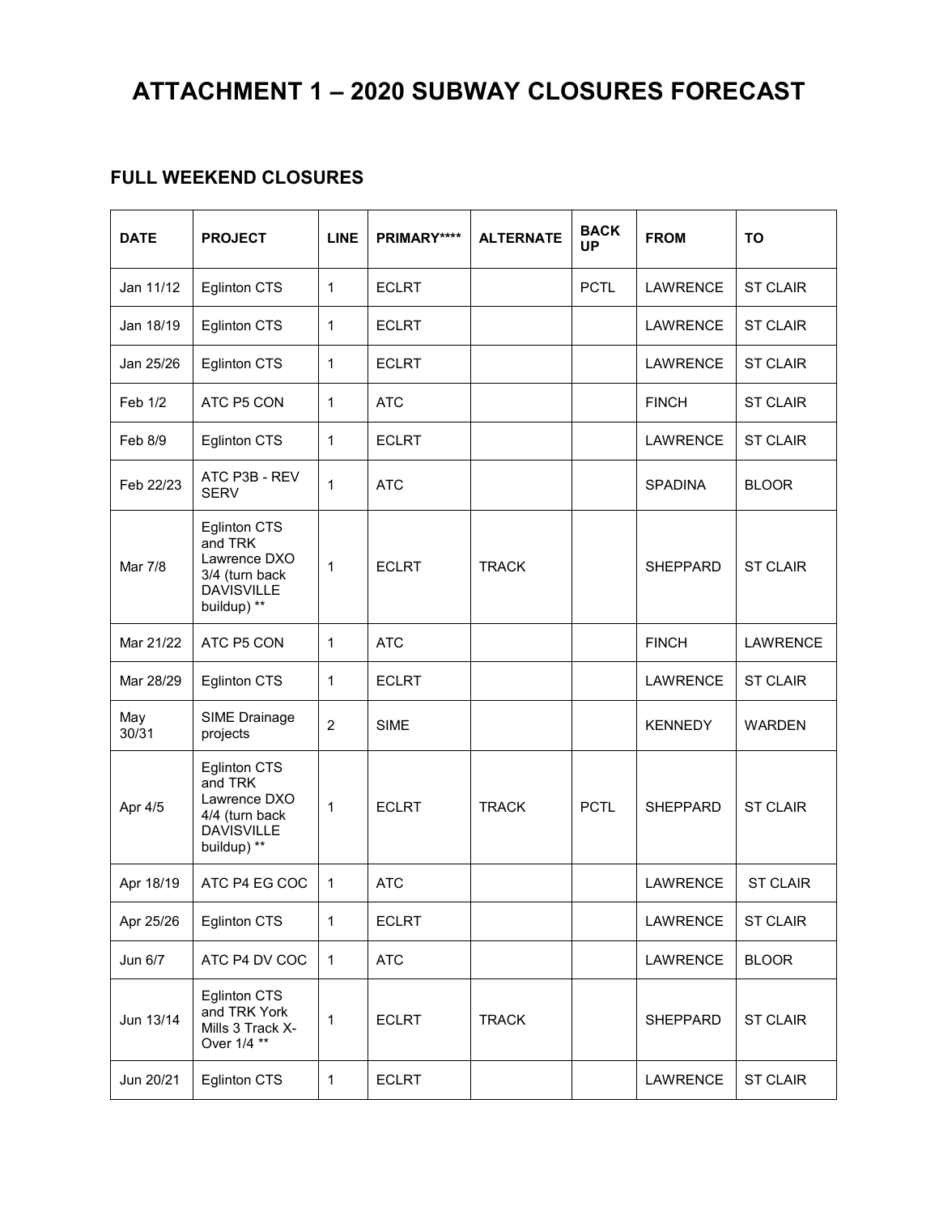# ATTACHMENT 1 – 2020 SUBWAY CLOSURES FORECAST

## FULL WEEKEND CLOSURES

| DATE | PROJECT | LINE | PRIMARY**** | ALTERNATE | BACK UP | FROM | TO |
|---|---|---|---|---|---|---|---|
| Jan 11/12 | Eglinton CTS | 1 | ECLRT | | PCTL | LAWRENCE | ST CLAIR |
| Jan 18/19 | Eglinton CTS | 1 | ECLRT | | | LAWRENCE | ST CLAIR |
| Jan 25/26 | Eglinton CTS | 1 | ECLRT | | | LAWRENCE | ST CLAIR |
| Feb 1/2 | ATC P5 CON | 1 | ATC | | | FINCH | ST CLAIR |
| Feb 8/9 | Eglinton CTS | 1 | ECLRT | | | LAWRENCE | ST CLAIR |
| Feb 22/23 | ATC P3B - REV SERV | 1 | ATC | | | SPADINA | BLOOR |
| Mar 7/8 | Eglinton CTS and TRK Lawrence DXO 3/4 (turn back DAVISVILLE buildup) ** | 1 | ECLRT | TRACK | | SHEPPARD | ST CLAIR |
| Mar 21/22 | ATC P5 CON | 1 | ATC | | | FINCH | LAWRENCE |
| Mar 28/29 | Eglinton CTS | 1 | ECLRT | | | LAWRENCE | ST CLAIR |
| May 30/31 | SIME Drainage projects | 2 | SIME | | | KENNEDY | WARDEN |
| Apr 4/5 | Eglinton CTS and TRK Lawrence DXO 4/4 (turn back DAVISVILLE buildup) ** | 1 | ECLRT | TRACK | PCTL | SHEPPARD | ST CLAIR |
| Apr 18/19 | ATC P4 EG COC | 1 | ATC | | | LAWRENCE | ST CLAIR |
| Apr 25/26 | Eglinton CTS | 1 | ECLRT | | | LAWRENCE | ST CLAIR |
| Jun 6/7 | ATC P4 DV COC | 1 | ATC | | | LAWRENCE | BLOOR |
| Jun 13/14 | Eglinton CTS and TRK York Mills 3 Track X-Over 1/4 ** | 1 | ECLRT | TRACK | | SHEPPARD | ST CLAIR |
| Jun 20/21 | Eglinton CTS | 1 | ECLRT | | | LAWRENCE | ST CLAIR |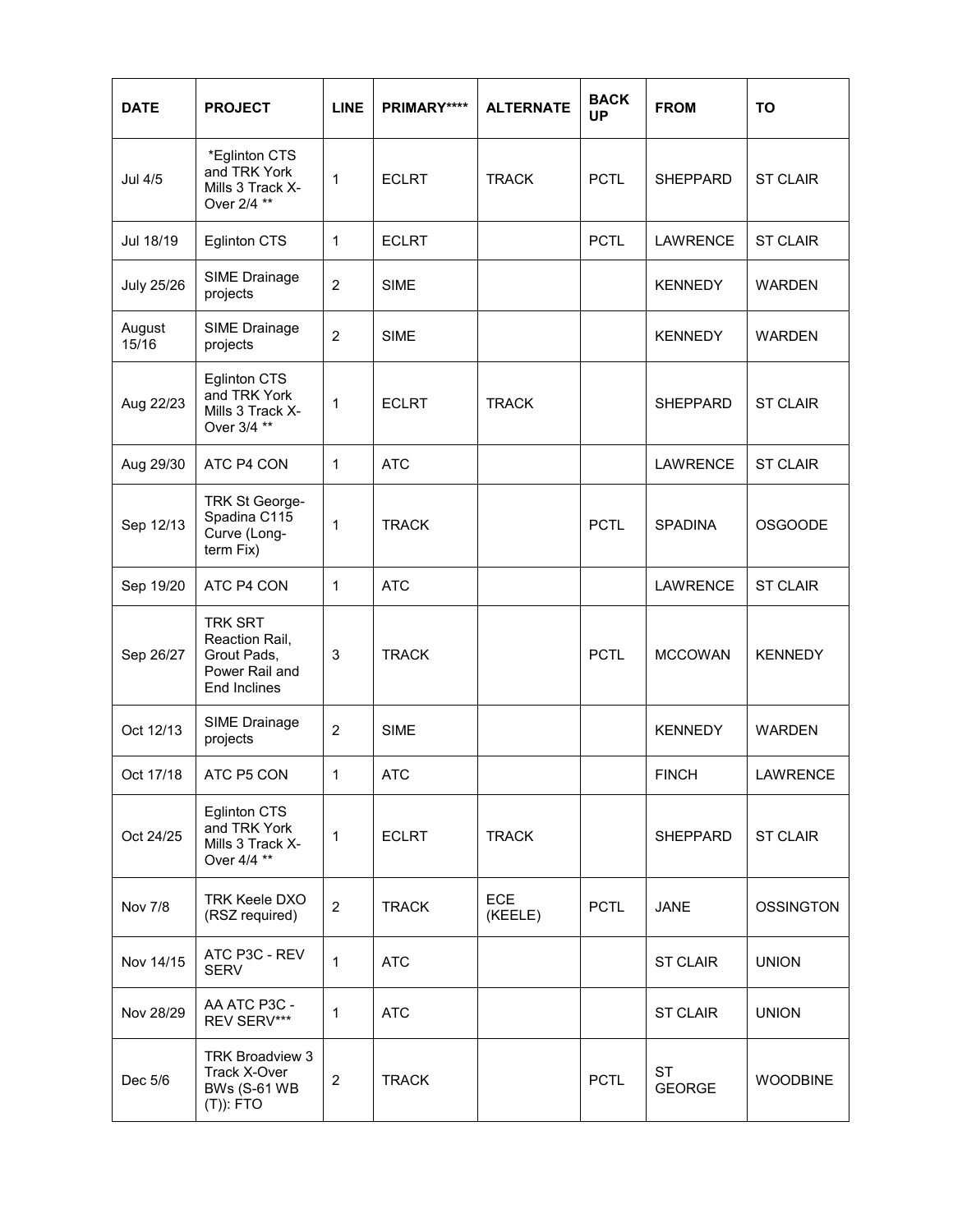| DATE | PROJECT | LINE | PRIMARY**** | ALTERNATE | BACK UP | FROM | TO |
|---|---|---|---|---|---|---|---|
| Jul 4/5 | *Eglinton CTS and TRK York Mills 3 Track X-Over 2/4 ** | 1 | ECLRT | TRACK | PCTL | SHEPPARD | ST CLAIR |
| Jul 18/19 | Eglinton CTS | 1 | ECLRT | | PCTL | LAWRENCE | ST CLAIR |
| July 25/26 | SIME Drainage projects | 2 | SIME | | | KENNEDY | WARDEN |
| August 15/16 | SIME Drainage projects | 2 | SIME | | | KENNEDY | WARDEN |
| Aug 22/23 | Eglinton CTS and TRK York Mills 3 Track X-Over 3/4 ** | 1 | ECLRT | TRACK | | SHEPPARD | ST CLAIR |
| Aug 29/30 | ATC P4 CON | 1 | ATC | | | LAWRENCE | ST CLAIR |
| Sep 12/13 | TRK St George-Spadina C115 Curve (Long-term Fix) | 1 | TRACK | | PCTL | SPADINA | OSGOODE |
| Sep 19/20 | ATC P4 CON | 1 | ATC | | | LAWRENCE | ST CLAIR |
| Sep 26/27 | TRK SRT Reaction Rail, Grout Pads, Power Rail and End Inclines | 3 | TRACK | | PCTL | MCCOWAN | KENNEDY |
| Oct 12/13 | SIME Drainage projects | 2 | SIME | | | KENNEDY | WARDEN |
| Oct 17/18 | ATC P5 CON | 1 | ATC | | | FINCH | LAWRENCE |
| Oct 24/25 | Eglinton CTS and TRK York Mills 3 Track X-Over 4/4 ** | 1 | ECLRT | TRACK | | SHEPPARD | ST CLAIR |
| Nov 7/8 | TRK Keele DXO (RSZ required) | 2 | TRACK | ECE (KEELE) | PCTL | JANE | OSSINGTON |
| Nov 14/15 | ATC P3C - REV SERV | 1 | ATC | | | ST CLAIR | UNION |
| Nov 28/29 | AA ATC P3C - REV SERV*** | 1 | ATC | | | ST CLAIR | UNION |
| Dec 5/6 | TRK Broadview 3 Track X-Over BWs (S-61 WB (T)): FTO | 2 | TRACK | | PCTL | ST GEORGE | WOODBINE |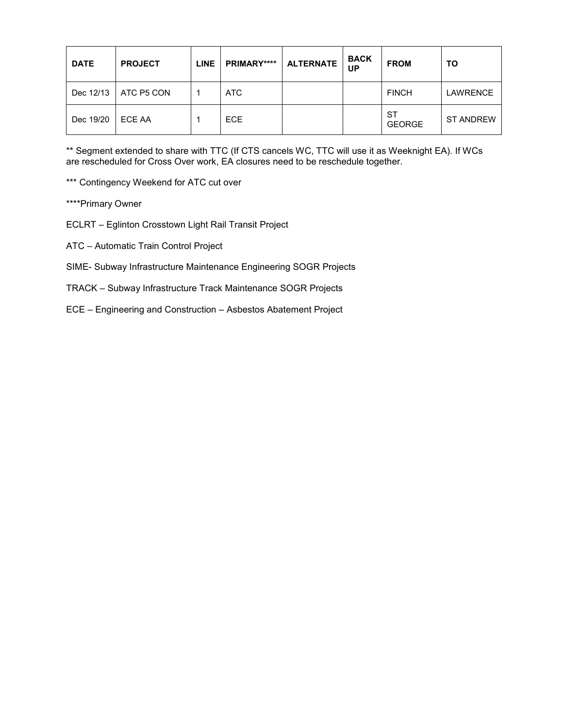| DATE | PROJECT | LINE | PRIMARY**** | ALTERNATE | BACK UP | FROM | TO |
|---|---|---|---|---|---|---|---|
| Dec 12/13 | ATC P5 CON | 1 | ATC | | | FINCH | LAWRENCE |
| Dec 19/20 | ECE AA | 1 | ECE | | | ST GEORGE | ST ANDREW |

** Segment extended to share with TTC (If CTS cancels WC, TTC will use it as Weeknight EA). If WCs are rescheduled for Cross Over work, EA closures need to be reschedule together.

*** Contingency Weekend for ATC cut over

****Primary Owner

ECLRT – Eglinton Crosstown Light Rail Transit Project

ATC – Automatic Train Control Project

SIME- Subway Infrastructure Maintenance Engineering SOGR Projects

TRACK – Subway Infrastructure Track Maintenance SOGR Projects

ECE – Engineering and Construction – Asbestos Abatement Project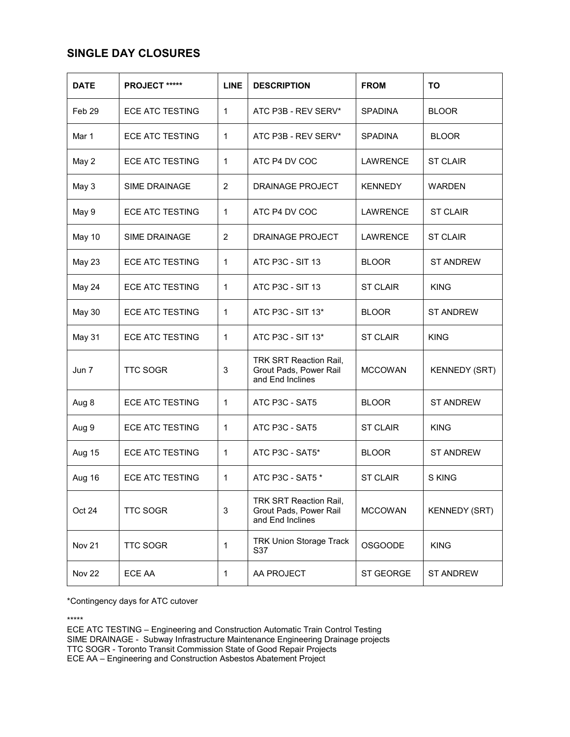## SINGLE DAY CLOSURES

| DATE | PROJECT ***** | LINE | DESCRIPTION | FROM | TO |
|---|---|---|---|---|---|
| Feb 29 | ECE ATC TESTING | 1 | ATC P3B - REV SERV* | SPADINA | BLOOR |
| Mar 1 | ECE ATC TESTING | 1 | ATC P3B - REV SERV* | SPADINA | BLOOR |
| May 2 | ECE ATC TESTING | 1 | ATC P4 DV COC | LAWRENCE | ST CLAIR |
| May 3 | SIME DRAINAGE | 2 | DRAINAGE PROJECT | KENNEDY | WARDEN |
| May 9 | ECE ATC TESTING | 1 | ATC P4 DV COC | LAWRENCE | ST CLAIR |
| May 10 | SIME DRAINAGE | 2 | DRAINAGE PROJECT | LAWRENCE | ST CLAIR |
| May 23 | ECE ATC TESTING | 1 | ATC P3C - SIT 13 | BLOOR | ST ANDREW |
| May 24 | ECE ATC TESTING | 1 | ATC P3C - SIT 13 | ST CLAIR | KING |
| May 30 | ECE ATC TESTING | 1 | ATC P3C - SIT 13* | BLOOR | ST ANDREW |
| May 31 | ECE ATC TESTING | 1 | ATC P3C - SIT 13* | ST CLAIR | KING |
| Jun 7 | TTC SOGR | 3 | TRK SRT Reaction Rail, Grout Pads, Power Rail and End Inclines | MCCOWAN | KENNEDY (SRT) |
| Aug 8 | ECE ATC TESTING | 1 | ATC P3C - SAT5 | BLOOR | ST ANDREW |
| Aug 9 | ECE ATC TESTING | 1 | ATC P3C - SAT5 | ST CLAIR | KING |
| Aug 15 | ECE ATC TESTING | 1 | ATC P3C - SAT5* | BLOOR | ST ANDREW |
| Aug 16 | ECE ATC TESTING | 1 | ATC P3C - SAT5 * | ST CLAIR | S KING |
| Oct 24 | TTC SOGR | 3 | TRK SRT Reaction Rail, Grout Pads, Power Rail and End Inclines | MCCOWAN | KENNEDY (SRT) |
| Nov 21 | TTC SOGR | 1 | TRK Union Storage Track S37 | OSGOODE | KING |
| Nov 22 | ECE AA | 1 | AA PROJECT | ST GEORGE | ST ANDREW |

*Contingency days for ATC cutover

*****

ECE ATC TESTING – Engineering and Construction Automatic Train Control Testing
SIME DRAINAGE - Subway Infrastructure Maintenance Engineering Drainage projects
TTC SOGR - Toronto Transit Commission State of Good Repair Projects
ECE AA – Engineering and Construction Asbestos Abatement Project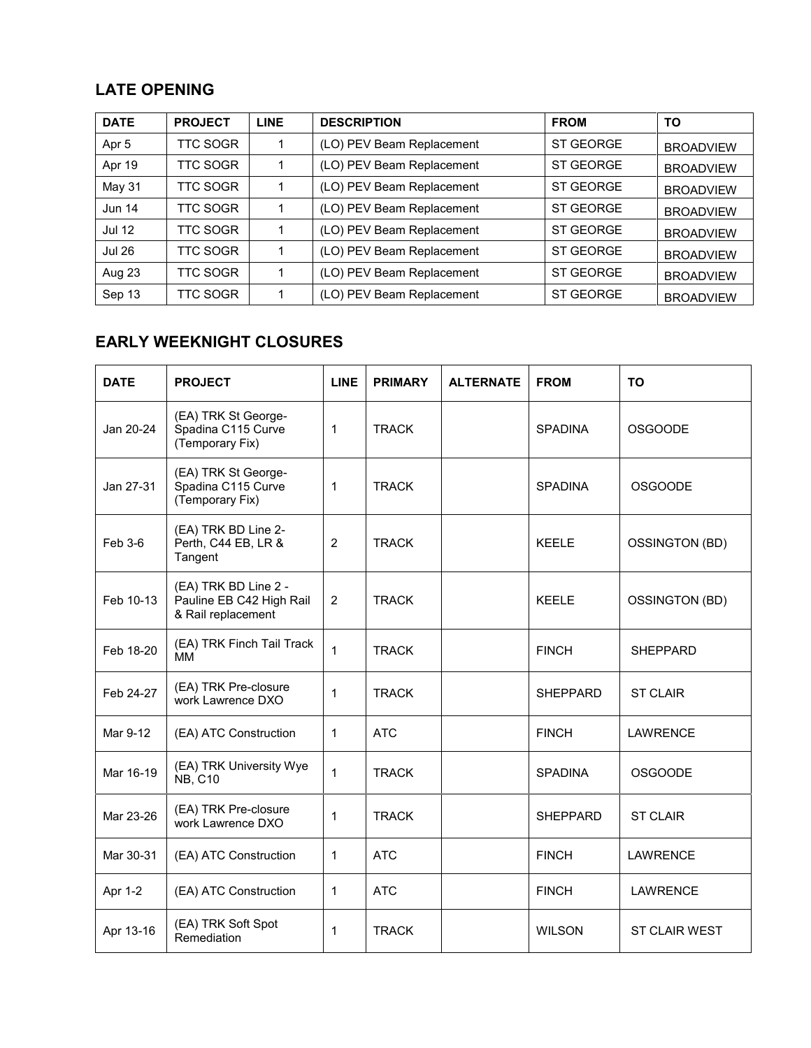## LATE OPENING

| DATE | PROJECT | LINE | DESCRIPTION | FROM | TO |
|---|---|---|---|---|---|
| Apr 5 | TTC SOGR | 1 | (LO) PEV Beam Replacement | ST GEORGE | BROADVIEW |
| Apr 19 | TTC SOGR | 1 | (LO) PEV Beam Replacement | ST GEORGE | BROADVIEW |
| May 31 | TTC SOGR | 1 | (LO) PEV Beam Replacement | ST GEORGE | BROADVIEW |
| Jun 14 | TTC SOGR | 1 | (LO) PEV Beam Replacement | ST GEORGE | BROADVIEW |
| Jul 12 | TTC SOGR | 1 | (LO) PEV Beam Replacement | ST GEORGE | BROADVIEW |
| Jul 26 | TTC SOGR | 1 | (LO) PEV Beam Replacement | ST GEORGE | BROADVIEW |
| Aug 23 | TTC SOGR | 1 | (LO) PEV Beam Replacement | ST GEORGE | BROADVIEW |
| Sep 13 | TTC SOGR | 1 | (LO) PEV Beam Replacement | ST GEORGE | BROADVIEW |

## EARLY WEEKNIGHT CLOSURES

| DATE | PROJECT | LINE | PRIMARY | ALTERNATE | FROM | TO |
|---|---|---|---|---|---|---|
| Jan 20-24 | (EA) TRK St George-Spadina C115 Curve (Temporary Fix) | 1 | TRACK | | SPADINA | OSGOODE |
| Jan 27-31 | (EA) TRK St George-Spadina C115 Curve (Temporary Fix) | 1 | TRACK | | SPADINA | OSGOODE |
| Feb 3-6 | (EA) TRK BD Line 2-Perth, C44 EB, LR & Tangent | 2 | TRACK | | KEELE | OSSINGTON (BD) |
| Feb 10-13 | (EA) TRK BD Line 2 - Pauline EB C42 High Rail & Rail replacement | 2 | TRACK | | KEELE | OSSINGTON (BD) |
| Feb 18-20 | (EA) TRK Finch Tail Track MM | 1 | TRACK | | FINCH | SHEPPARD |
| Feb 24-27 | (EA) TRK Pre-closure work Lawrence DXO | 1 | TRACK | | SHEPPARD | ST CLAIR |
| Mar 9-12 | (EA) ATC Construction | 1 | ATC | | FINCH | LAWRENCE |
| Mar 16-19 | (EA) TRK University Wye NB, C10 | 1 | TRACK | | SPADINA | OSGOODE |
| Mar 23-26 | (EA) TRK Pre-closure work Lawrence DXO | 1 | TRACK | | SHEPPARD | ST CLAIR |
| Mar 30-31 | (EA) ATC Construction | 1 | ATC | | FINCH | LAWRENCE |
| Apr 1-2 | (EA) ATC Construction | 1 | ATC | | FINCH | LAWRENCE |
| Apr 13-16 | (EA) TRK Soft Spot Remediation | 1 | TRACK | | WILSON | ST CLAIR WEST |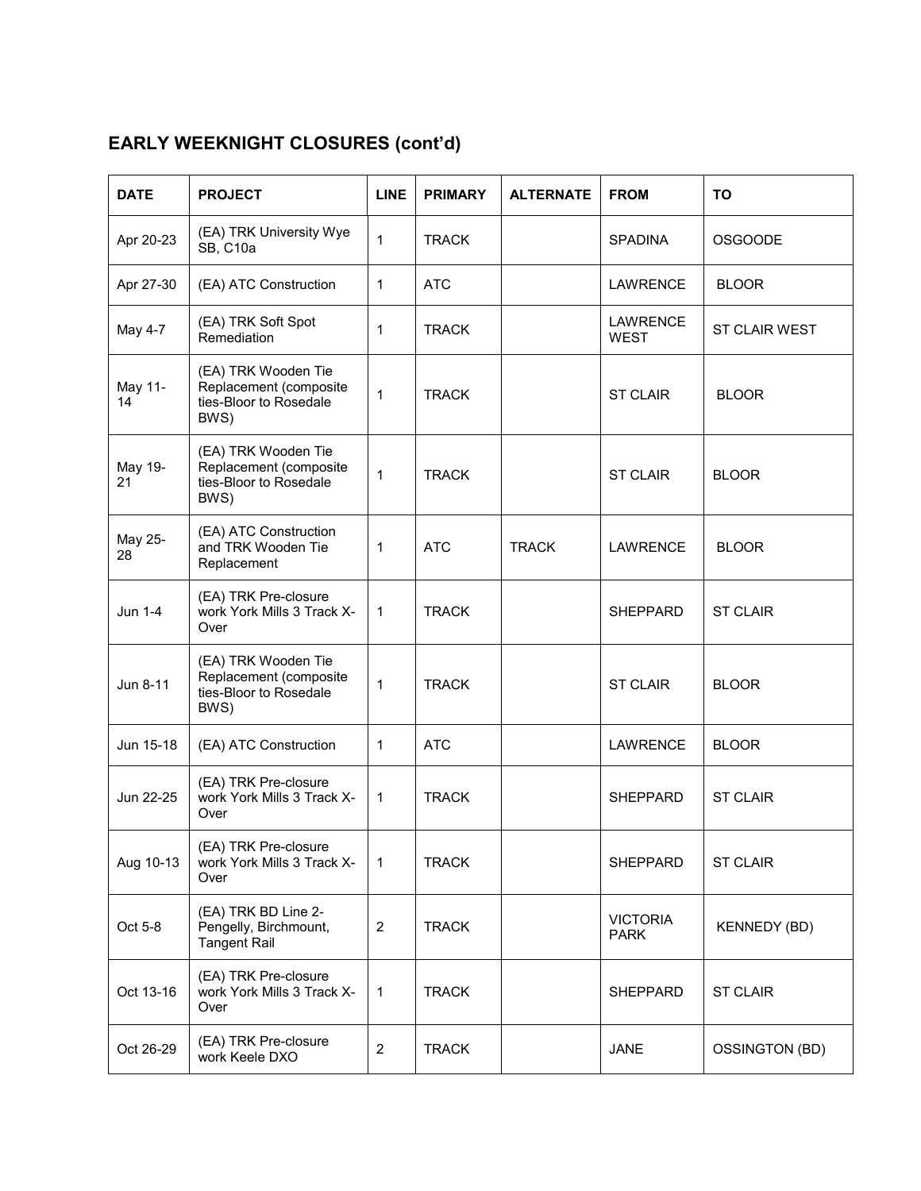## EARLY WEEKNIGHT CLOSURES (cont'd)

| DATE | PROJECT | LINE | PRIMARY | ALTERNATE | FROM | TO |
|---|---|---|---|---|---|---|
| Apr 20-23 | (EA) TRK University Wye SB, C10a | 1 | TRACK | | SPADINA | OSGOODE |
| Apr 27-30 | (EA) ATC Construction | 1 | ATC | | LAWRENCE | BLOOR |
| May 4-7 | (EA) TRK Soft Spot Remediation | 1 | TRACK | | LAWRENCE WEST | ST CLAIR WEST |
| May 11-14 | (EA) TRK Wooden Tie Replacement (composite ties-Bloor to Rosedale BWS) | 1 | TRACK | | ST CLAIR | BLOOR |
| May 19-21 | (EA) TRK Wooden Tie Replacement (composite ties-Bloor to Rosedale BWS) | 1 | TRACK | | ST CLAIR | BLOOR |
| May 25-28 | (EA) ATC Construction and TRK Wooden Tie Replacement | 1 | ATC | TRACK | LAWRENCE | BLOOR |
| Jun 1-4 | (EA) TRK Pre-closure work York Mills 3 Track X-Over | 1 | TRACK | | SHEPPARD | ST CLAIR |
| Jun 8-11 | (EA) TRK Wooden Tie Replacement (composite ties-Bloor to Rosedale BWS) | 1 | TRACK | | ST CLAIR | BLOOR |
| Jun 15-18 | (EA) ATC Construction | 1 | ATC | | LAWRENCE | BLOOR |
| Jun 22-25 | (EA) TRK Pre-closure work York Mills 3 Track X-Over | 1 | TRACK | | SHEPPARD | ST CLAIR |
| Aug 10-13 | (EA) TRK Pre-closure work York Mills 3 Track X-Over | 1 | TRACK | | SHEPPARD | ST CLAIR |
| Oct 5-8 | (EA) TRK BD Line 2-Pengelly, Birchmount, Tangent Rail | 2 | TRACK | | VICTORIA PARK | KENNEDY (BD) |
| Oct 13-16 | (EA) TRK Pre-closure work York Mills 3 Track X-Over | 1 | TRACK | | SHEPPARD | ST CLAIR |
| Oct 26-29 | (EA) TRK Pre-closure work Keele DXO | 2 | TRACK | | JANE | OSSINGTON (BD) |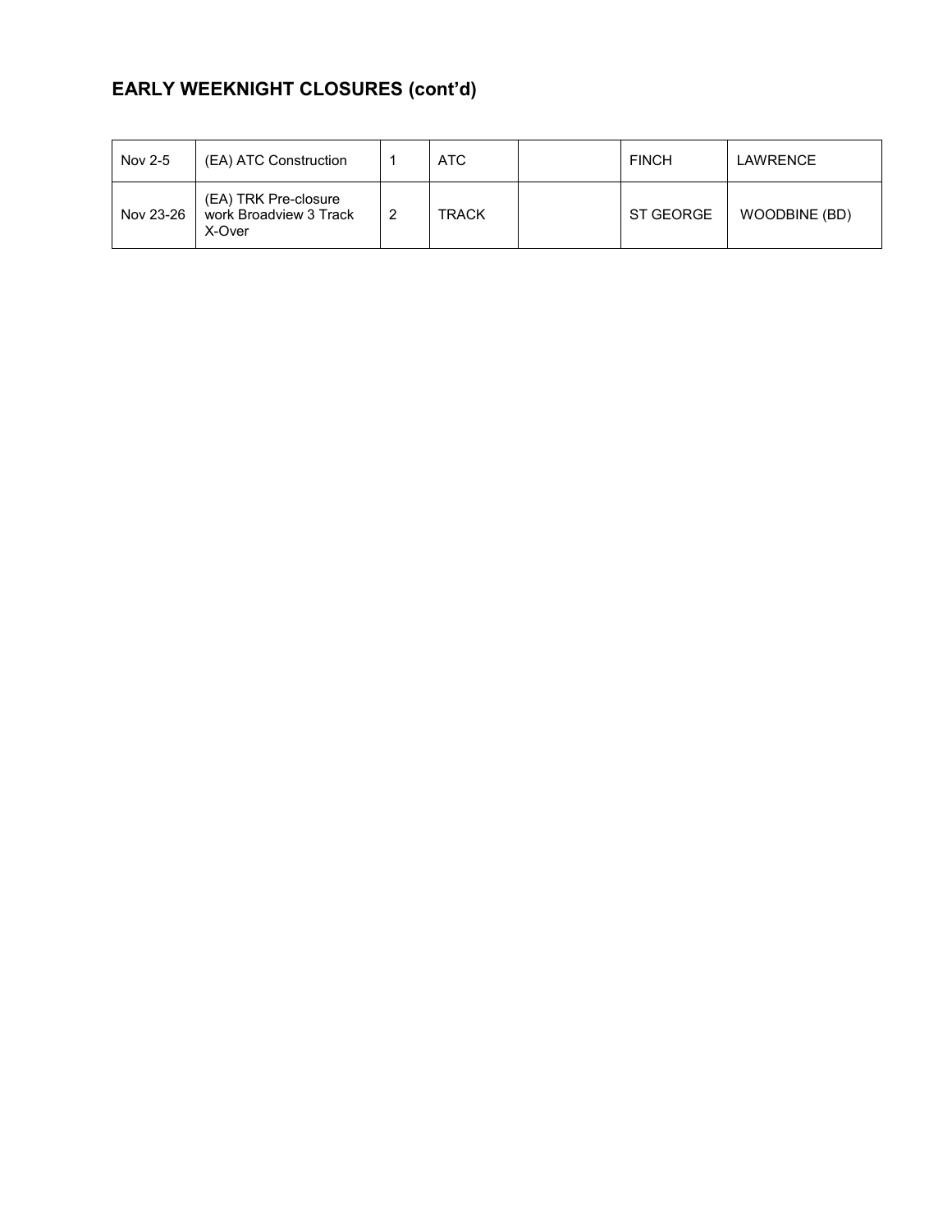## EARLY WEEKNIGHT CLOSURES (cont'd)

| | | | | | | |
|---|---|---|---|---|---|---|
| Nov 2-5 | (EA) ATC Construction | 1 | ATC | | FINCH | LAWRENCE |
| Nov 23-26 | (EA) TRK Pre-closure work Broadview 3 Track X-Over | 2 | TRACK | | ST GEORGE | WOODBINE (BD) |